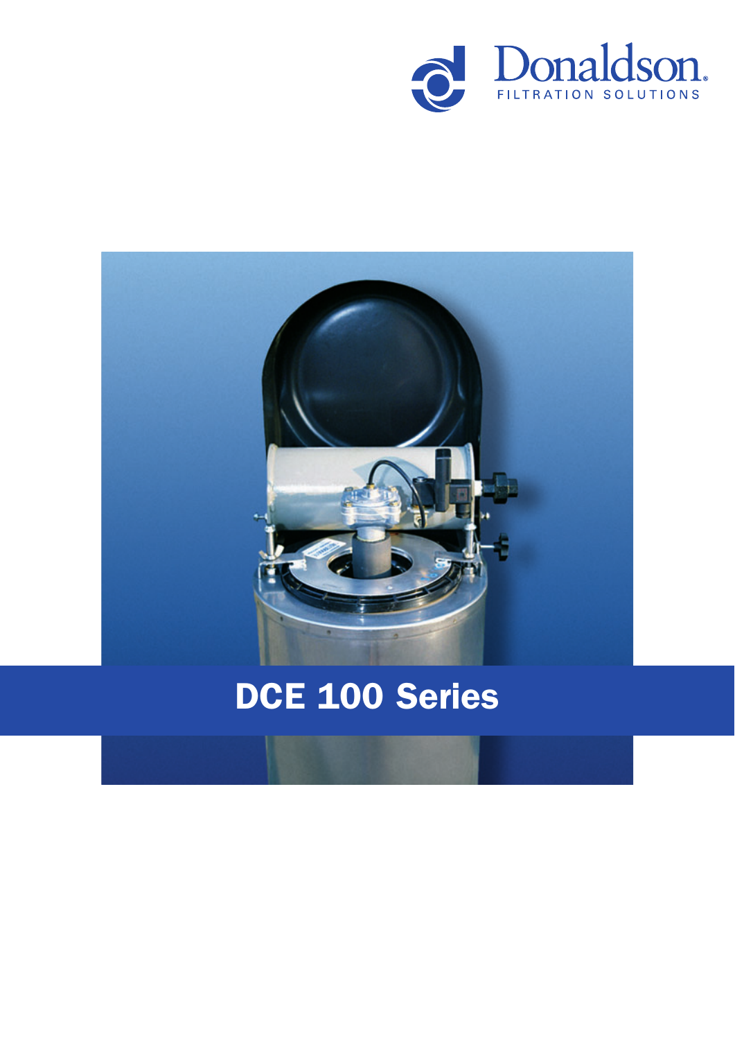Donaldson.
FILTRATION SOLUTIONS

# DCE 100 Series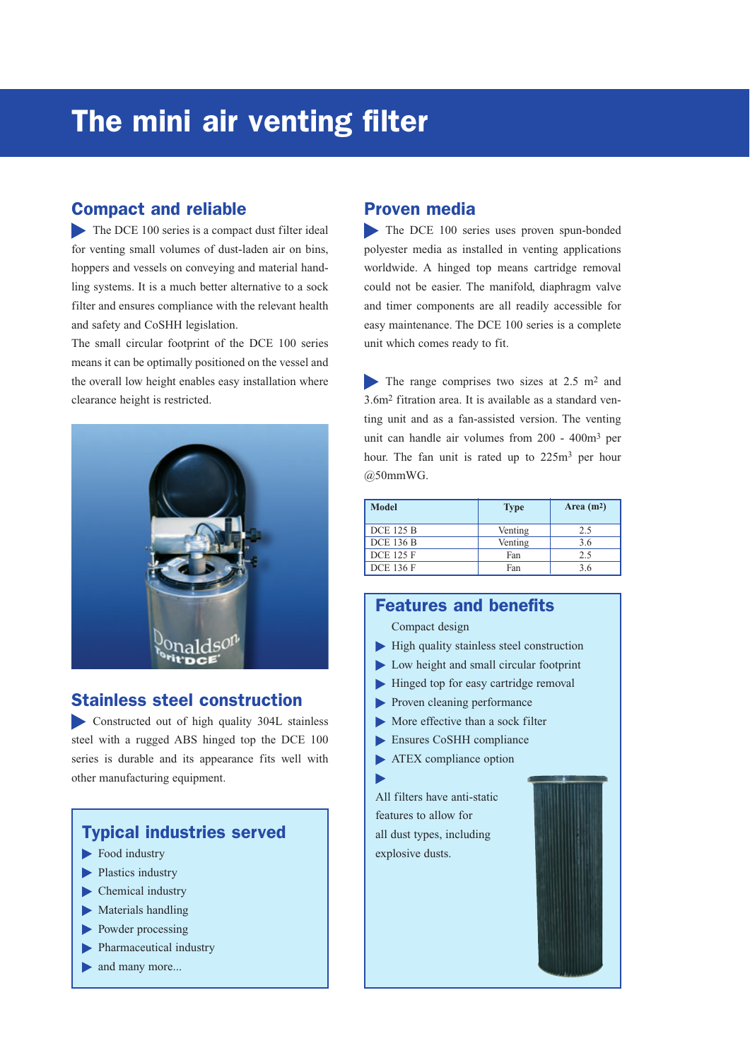# The mini air venting filter

## Compact and reliable

The DCE 100 series is a compact dust filter ideal for venting small volumes of dust-laden air on bins, hoppers and vessels on conveying and material handling systems. It is a much better alternative to a sock filter and ensures compliance with the relevant health and safety and CoSHH legislation.

The small circular footprint of the DCE 100 series means it can be optimally positioned on the vessel and the overall low height enables easy installation where clearance height is restricted.

## Stainless steel construction

Constructed out of high quality 304L stainless steel with a rugged ABS hinged top the DCE 100 series is durable and its appearance fits well with other manufacturing equipment.

## Typical industries served

- Food industry
- Plastics industry
- Chemical industry
- Materials handling
- Powder processing
- Pharmaceutical industry
- and many more...

## Proven media

The DCE 100 series uses proven spun-bonded polyester media as installed in venting applications worldwide. A hinged top means cartridge removal could not be easier. The manifold, diaphragm valve and timer components are all readily accessible for easy maintenance. The DCE 100 series is a complete unit which comes ready to fit.

The range comprises two sizes at 2.5 $m^2$ and 3.6$m^2$ fitration area. It is available as a standard venting unit and as a fan-assisted version. The venting unit can handle air volumes from 200 - 400$m^3$ per hour. The fan unit is rated up to 225$m^3$ per hour @50mmWG.

| Model | Type | Area ($m^2$) |
|---|---|---|
| DCE 125 B | Venting | 2.5 |
| DCE 136 B | Venting | 3.6 |
| DCE 125 F | Fan | 2.5 |
| DCE 136 F | Fan | 3.6 |

## Features and benefits

Compact design

- High quality stainless steel construction
- Low height and small circular footprint
- Hinged top for easy cartridge removal
- Proven cleaning performance
- More effective than a sock filter
- Ensures CoSHH compliance
- ATEX compliance option
- All filters have anti-static features to allow for all dust types, including explosive dusts.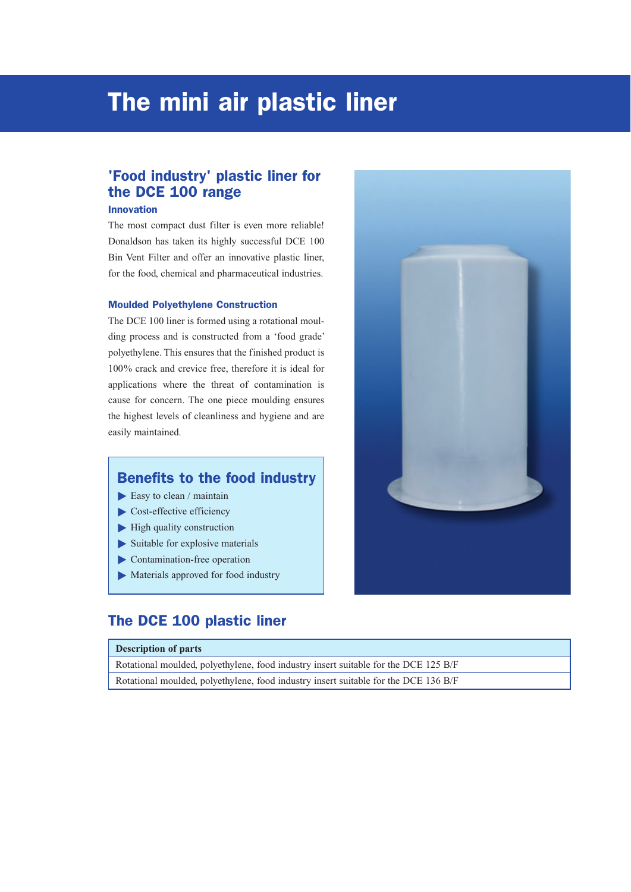# The mini air plastic liner

## 'Food industry' plastic liner for the DCE 100 range

### Innovation

The most compact dust filter is even more reliable! Donaldson has taken its highly successful DCE 100 Bin Vent Filter and offer an innovative plastic liner, for the food, chemical and pharmaceutical industries.

### Moulded Polyethylene Construction

The DCE 100 liner is formed using a rotational moulding process and is constructed from a 'food grade' polyethylene. This ensures that the finished product is 100% crack and crevice free, therefore it is ideal for applications where the threat of contamination is cause for concern. The one piece moulding ensures the highest levels of cleanliness and hygiene and are easily maintained.

### Benefits to the food industry

- Easy to clean / maintain
- Cost-effective efficiency
- High quality construction
- Suitable for explosive materials
- Contamination-free operation
- Materials approved for food industry

## The DCE 100 plastic liner

| Description of parts |
| --- |
| Rotational moulded, polyethylene, food industry insert suitable for the DCE 125 B/F |
| Rotational moulded, polyethylene, food industry insert suitable for the DCE 136 B/F |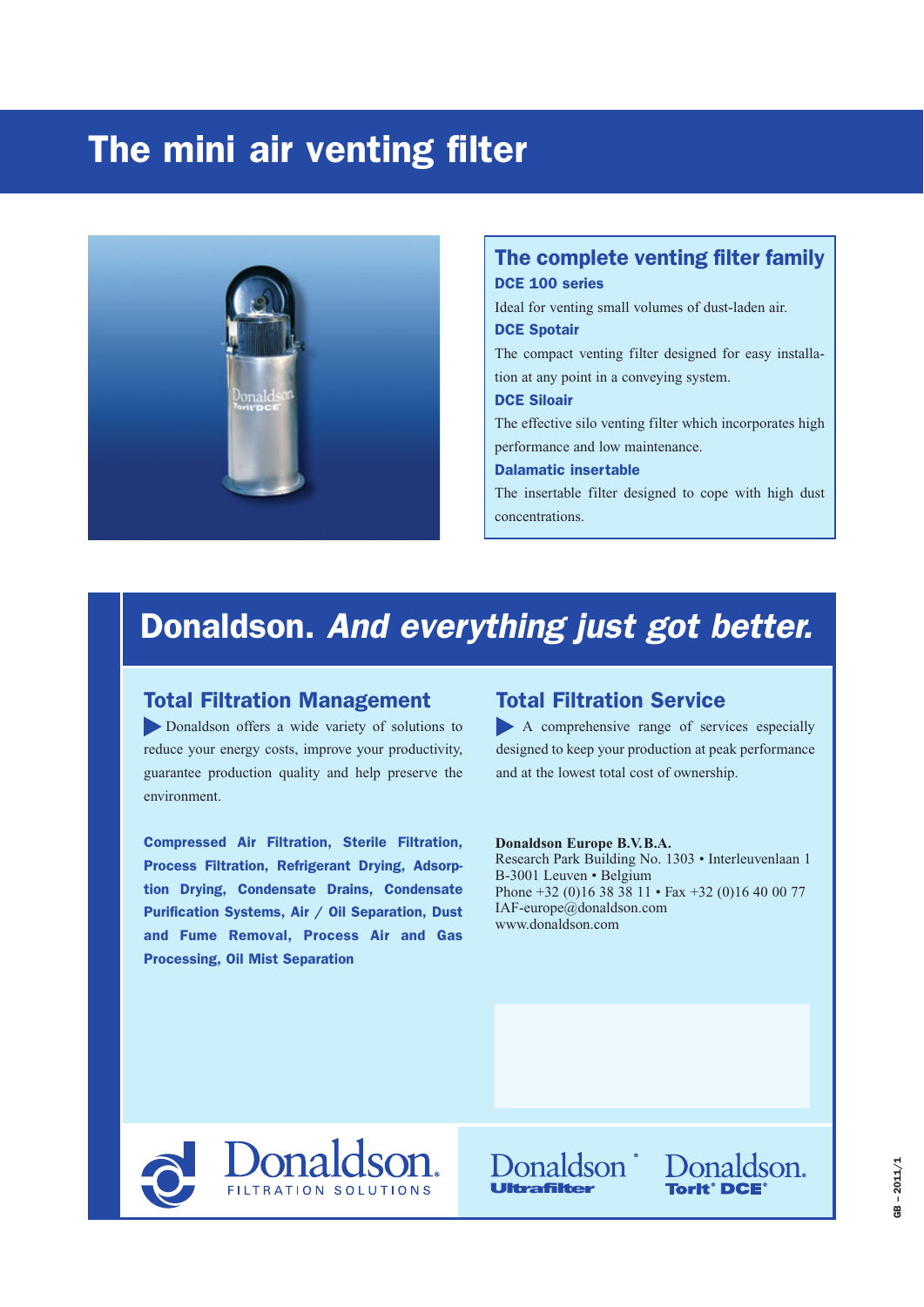# The mini air venting filter

## The complete venting filter family

### DCE 100 series

Ideal for venting small volumes of dust-laden air.

### DCE Spotair

The compact venting filter designed for easy installation at any point in a conveying system.

### DCE Siloair

The effective silo venting filter which incorporates high performance and low maintenance.

### Dalamatic insertable

The insertable filter designed to cope with high dust concentrations.

# Donaldson. *And everything just got better.*

## Total Filtration Management

Donaldson offers a wide variety of solutions to reduce your energy costs, improve your productivity, guarantee production quality and help preserve the environment.

**Compressed Air Filtration, Sterile Filtration, Process Filtration, Refrigerant Drying, Adsorption Drying, Condensate Drains, Condensate Purification Systems, Air / Oil Separation, Dust and Fume Removal, Process Air and Gas Processing, Oil Mist Separation**

## Total Filtration Service

A comprehensive range of services especially designed to keep your production at peak performance and at the lowest total cost of ownership.

**Donaldson Europe B.V.B.A.**
Research Park Building No. 1303 • Interleuvenlaan 1
B-3001 Leuven • Belgium
Phone +32 (0)16 38 38 11 • Fax +32 (0)16 40 00 77
IAF-europe@donaldson.com
www.donaldson.com

Donaldson. FILTRATION SOLUTIONS

Donaldson Ultrafilter

Donaldson. Torit® DCE®

GB – 2011/1